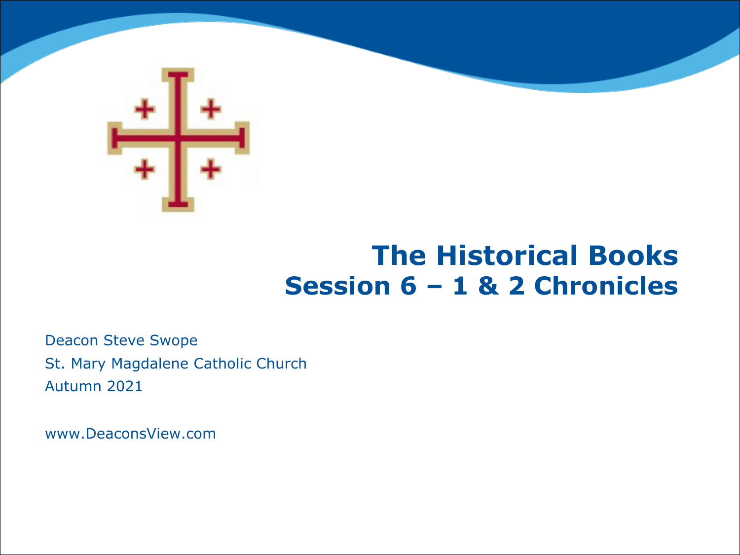# The Historical Books
## Session 6 – 1 & 2 Chronicles

Deacon Steve Swope

St. Mary Magdalene Catholic Church

Autumn 2021

www.DeaconsView.com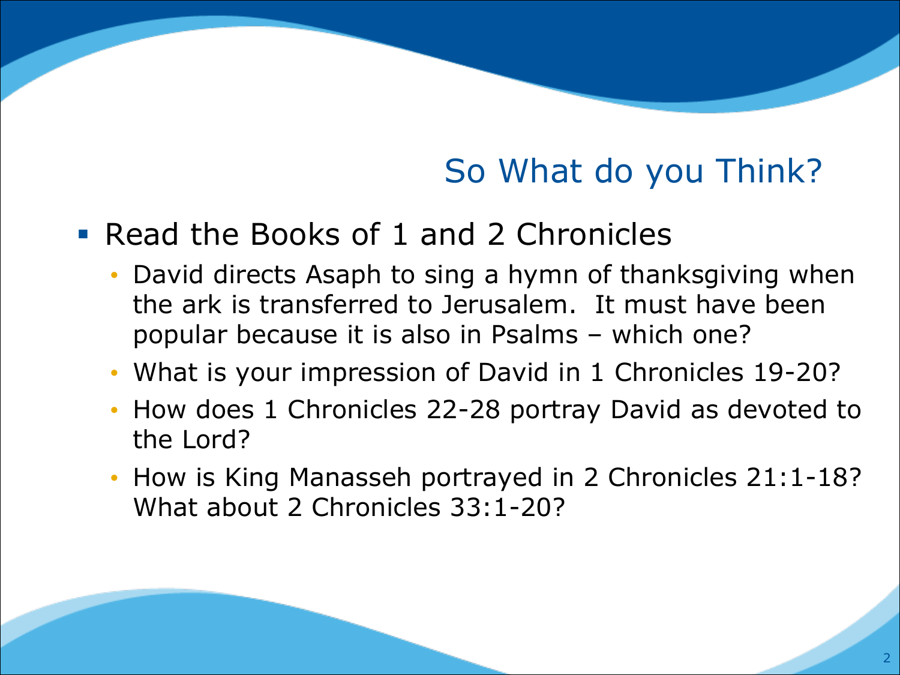## So What do you Think?

- Read the Books of 1 and 2 Chronicles
  - David directs Asaph to sing a hymn of thanksgiving when the ark is transferred to Jerusalem. It must have been popular because it is also in Psalms – which one?
  - What is your impression of David in 1 Chronicles 19-20?
  - How does 1 Chronicles 22-28 portray David as devoted to the Lord?
  - How is King Manasseh portrayed in 2 Chronicles 21:1-18? What about 2 Chronicles 33:1-20?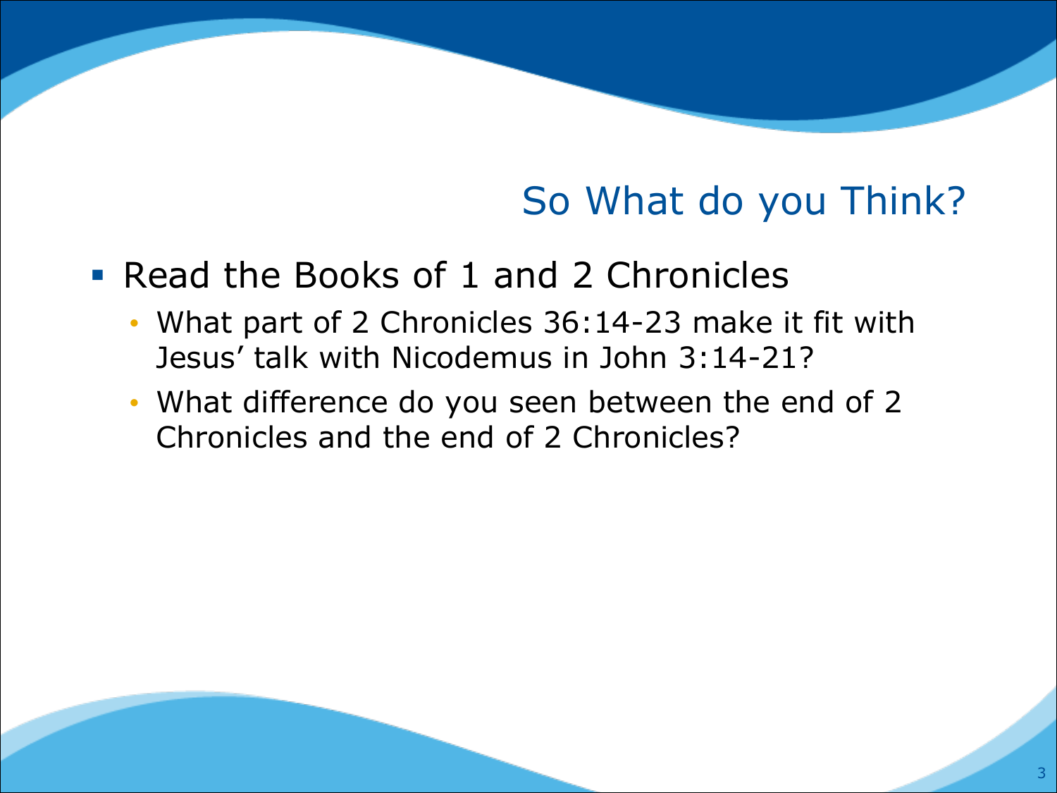## So What do you Think?

- Read the Books of 1 and 2 Chronicles
  - What part of 2 Chronicles 36:14-23 make it fit with Jesus' talk with Nicodemus in John 3:14-21?
  - What difference do you seen between the end of 2 Chronicles and the end of 2 Chronicles?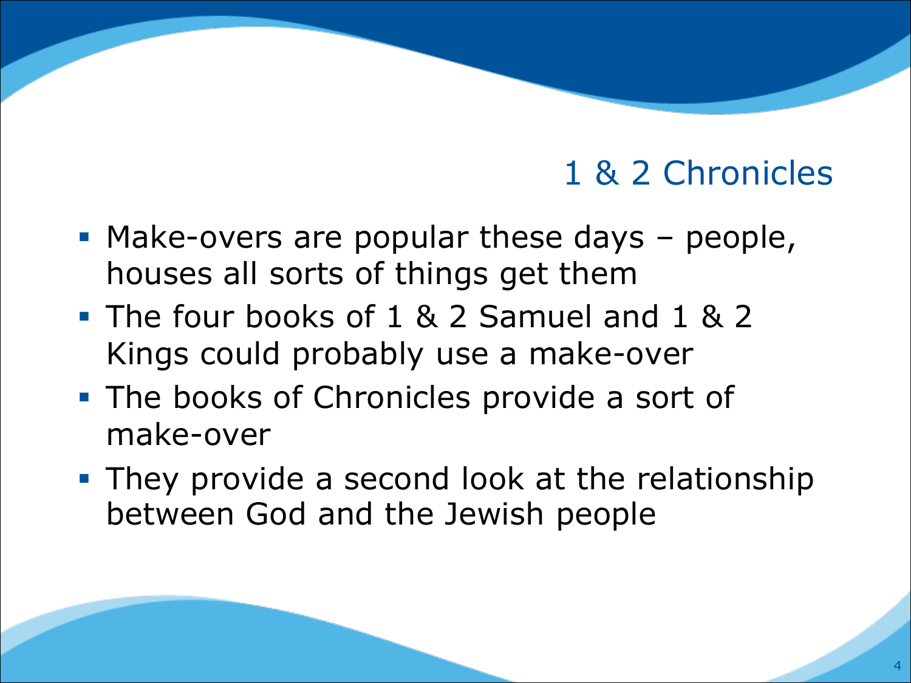## 1 & 2 Chronicles

- Make-overs are popular these days – people, houses all sorts of things get them
- The four books of 1 & 2 Samuel and 1 & 2 Kings could probably use a make-over
- The books of Chronicles provide a sort of make-over
- They provide a second look at the relationship between God and the Jewish people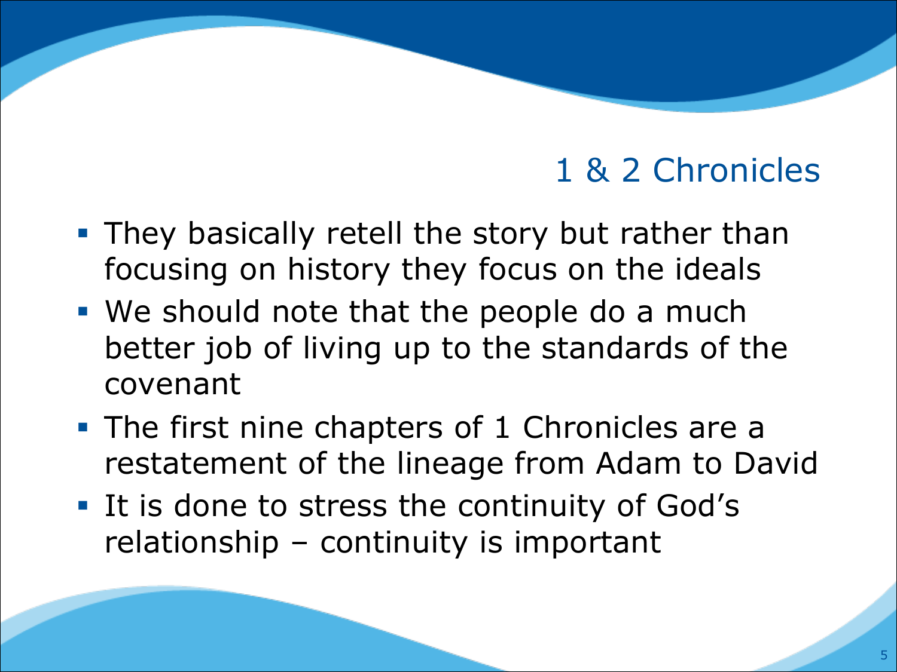## 1 & 2 Chronicles

- They basically retell the story but rather than focusing on history they focus on the ideals
- We should note that the people do a much better job of living up to the standards of the covenant
- The first nine chapters of 1 Chronicles are a restatement of the lineage from Adam to David
- It is done to stress the continuity of God's relationship – continuity is important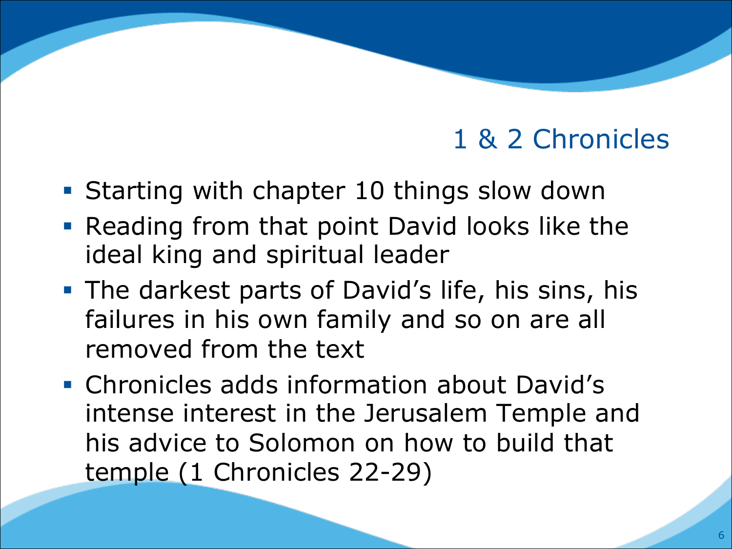## 1 & 2 Chronicles

- Starting with chapter 10 things slow down
- Reading from that point David looks like the ideal king and spiritual leader
- The darkest parts of David's life, his sins, his failures in his own family and so on are all removed from the text
- Chronicles adds information about David's intense interest in the Jerusalem Temple and his advice to Solomon on how to build that temple (1 Chronicles 22-29)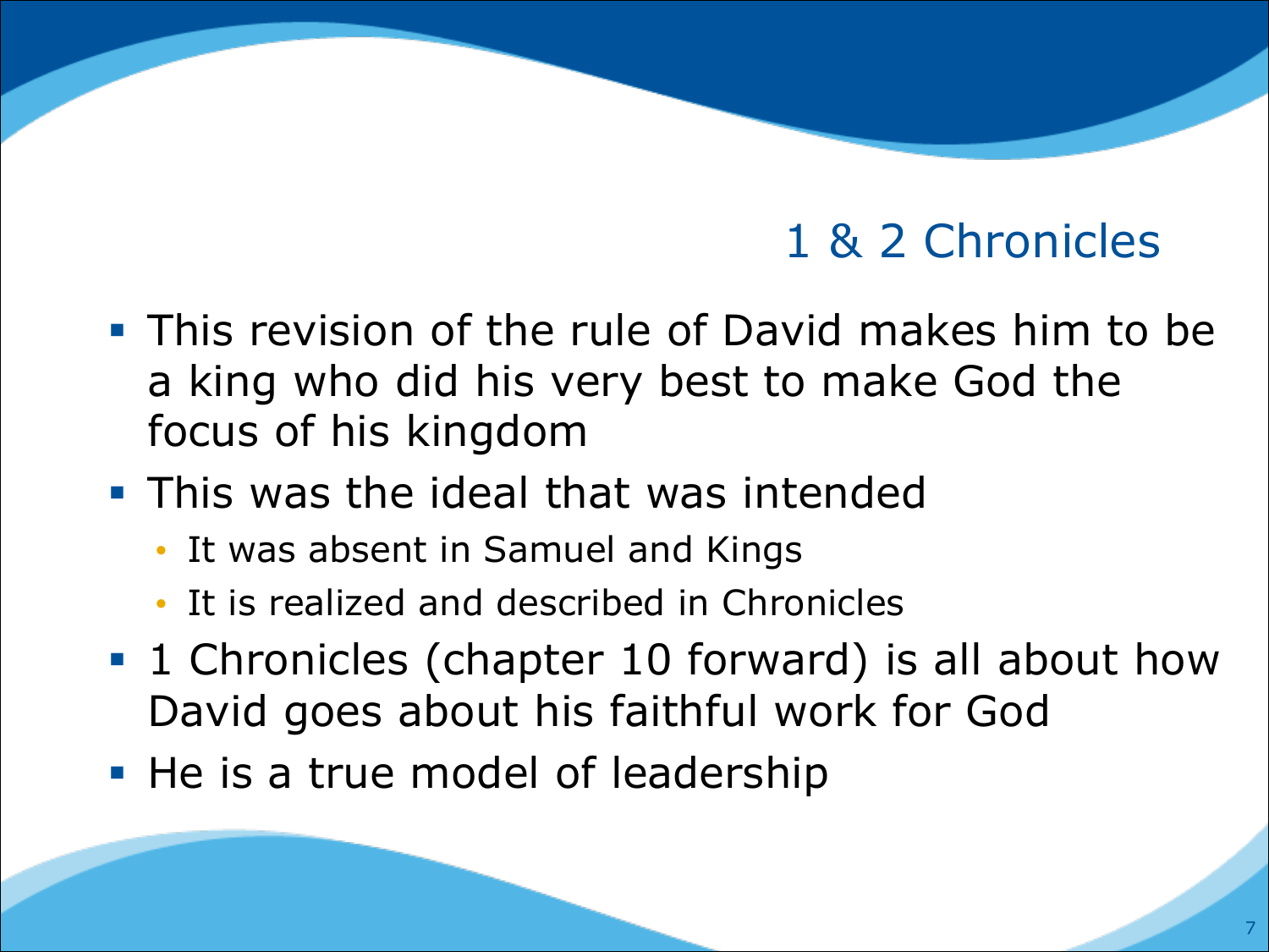## 1 & 2 Chronicles

- This revision of the rule of David makes him to be a king who did his very best to make God the focus of his kingdom
- This was the ideal that was intended
  - It was absent in Samuel and Kings
  - It is realized and described in Chronicles
- 1 Chronicles (chapter 10 forward) is all about how David goes about his faithful work for God
- He is a true model of leadership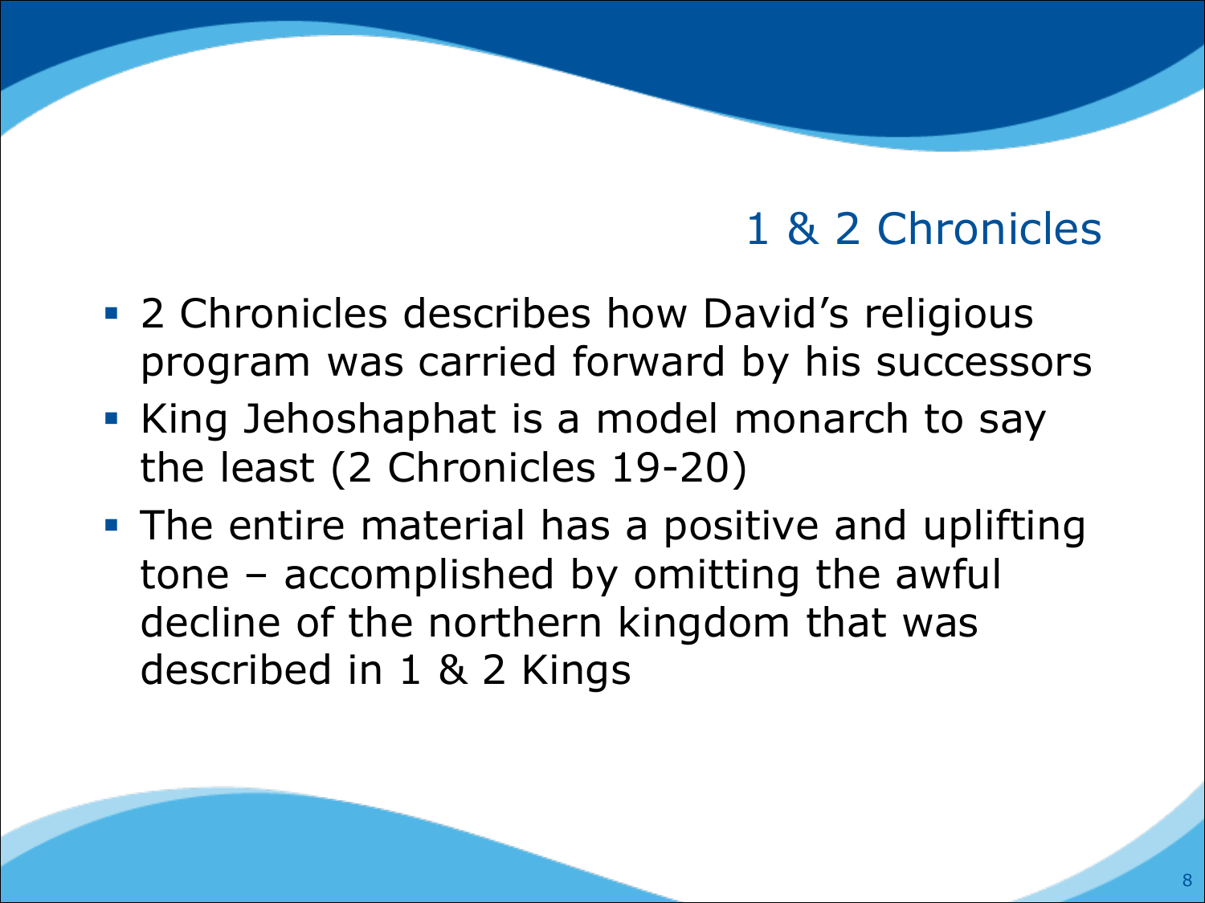## 1 & 2 Chronicles

- 2 Chronicles describes how David's religious program was carried forward by his successors
- King Jehoshaphat is a model monarch to say the least (2 Chronicles 19-20)
- The entire material has a positive and uplifting tone – accomplished by omitting the awful decline of the northern kingdom that was described in 1 & 2 Kings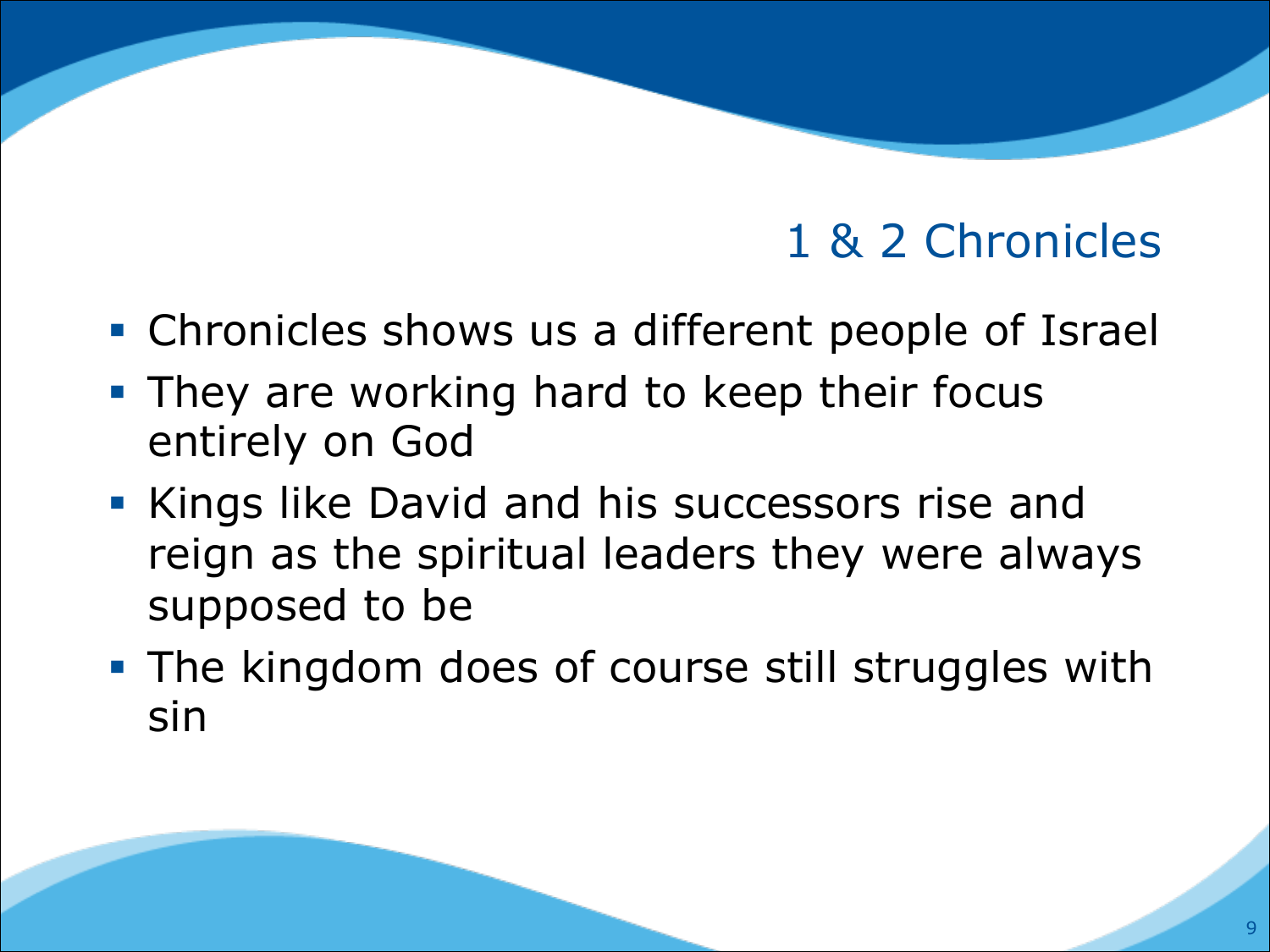# 1 & 2 Chronicles

- Chronicles shows us a different people of Israel
- They are working hard to keep their focus entirely on God
- Kings like David and his successors rise and reign as the spiritual leaders they were always supposed to be
- The kingdom does of course still struggles with sin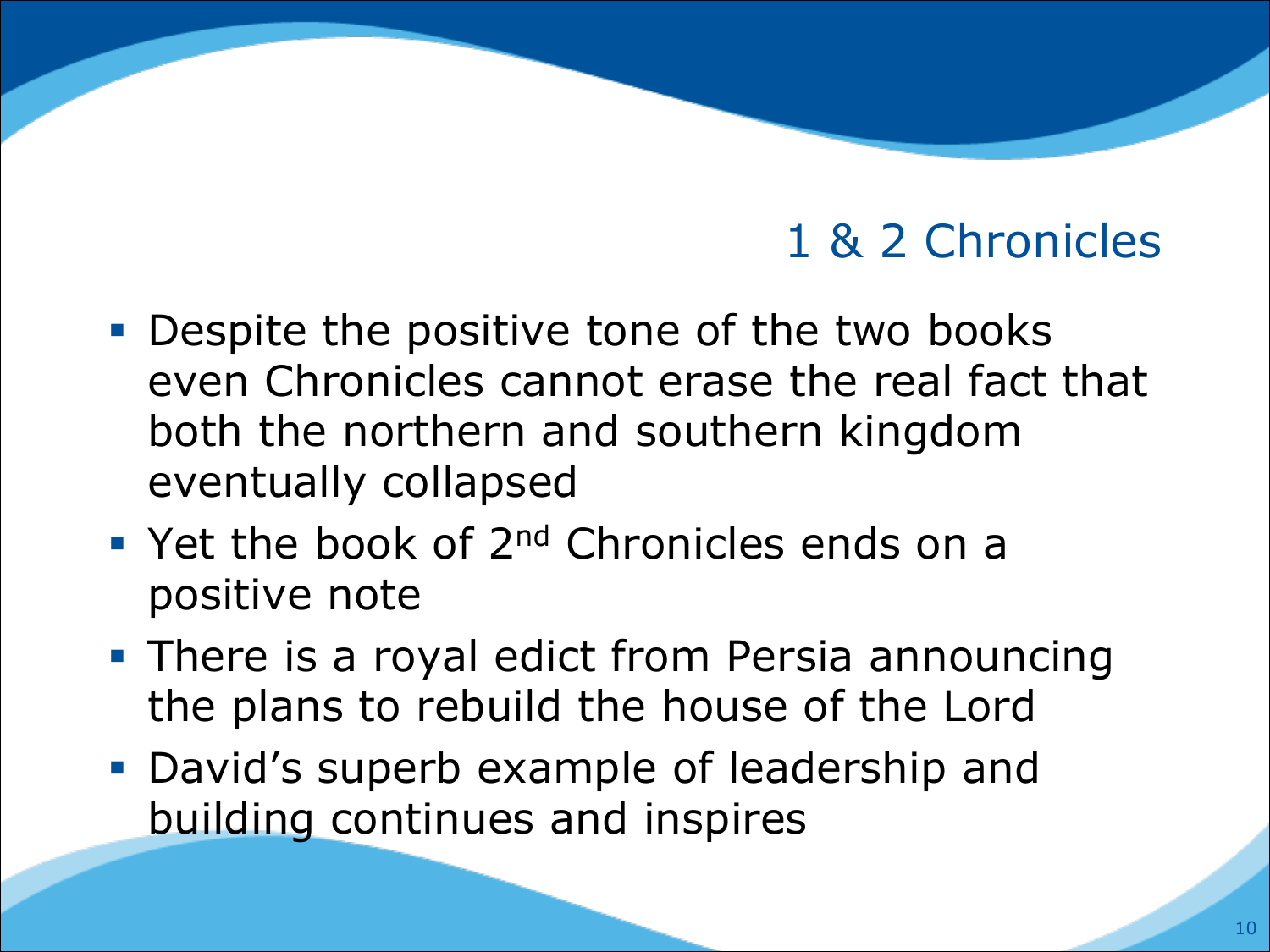## 1 & 2 Chronicles

- Despite the positive tone of the two books even Chronicles cannot erase the real fact that both the northern and southern kingdom eventually collapsed
- Yet the book of 2nd Chronicles ends on a positive note
- There is a royal edict from Persia announcing the plans to rebuild the house of the Lord
- David’s superb example of leadership and building continues and inspires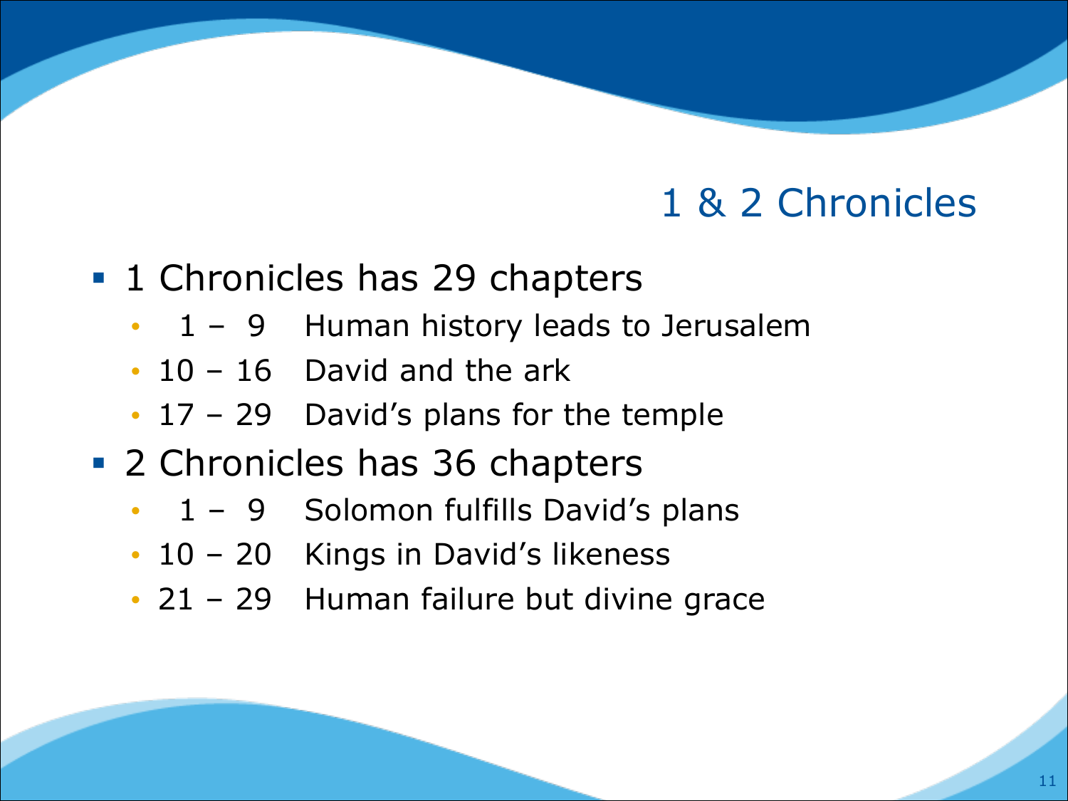# 1 & 2 Chronicles

- 1 Chronicles has 29 chapters
  - 1 – 9 Human history leads to Jerusalem
  - 10 – 16 David and the ark
  - 17 – 29 David's plans for the temple
- 2 Chronicles has 36 chapters
  - 1 – 9 Solomon fulfills David's plans
  - 10 – 20 Kings in David's likeness
  - 21 – 29 Human failure but divine grace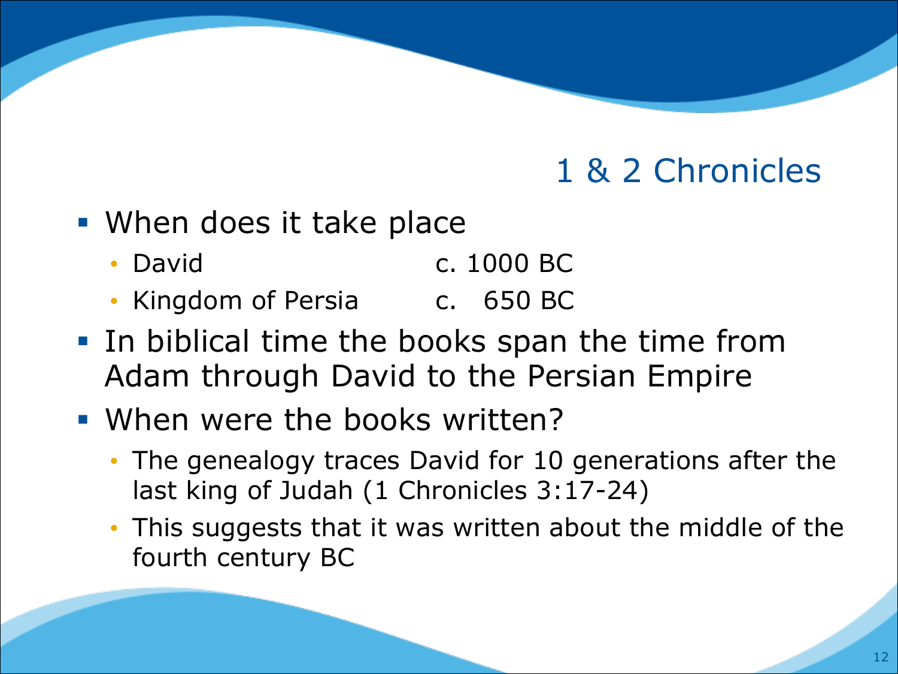# 1 & 2 Chronicles

- When does it take place
  - David — c. 1000 BC
  - Kingdom of Persia — c. 650 BC
- In biblical time the books span the time from Adam through David to the Persian Empire
- When were the books written?
  - The genealogy traces David for 10 generations after the last king of Judah (1 Chronicles 3:17-24)
  - This suggests that it was written about the middle of the fourth century BC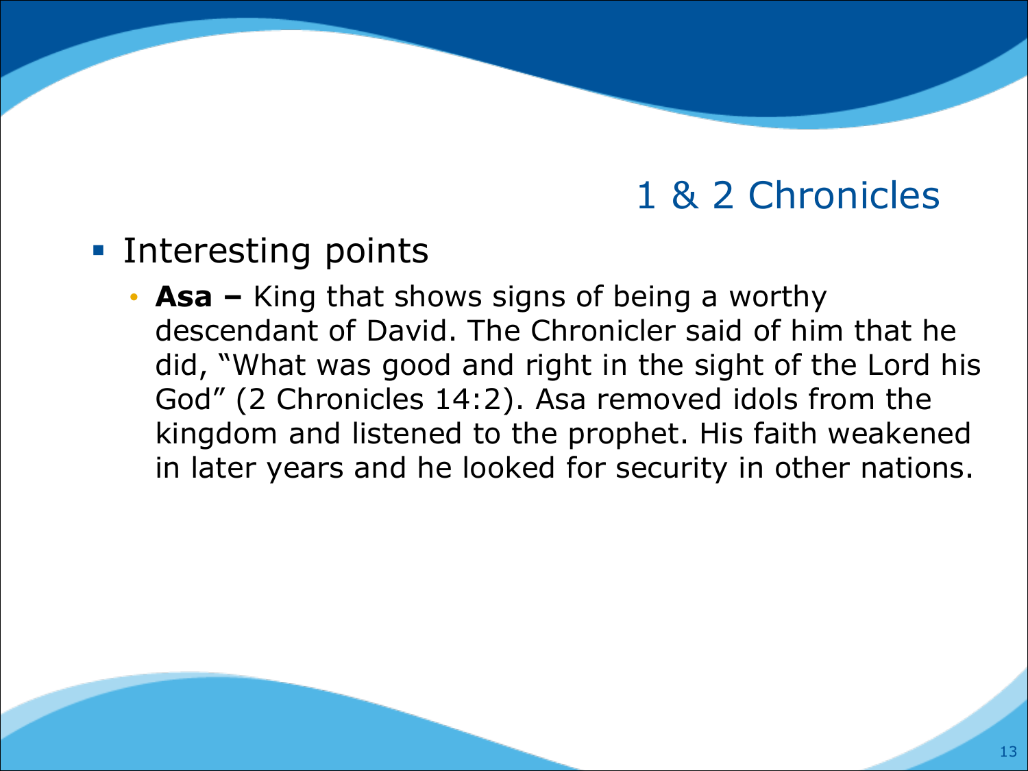# 1 & 2 Chronicles

- Interesting points
  - **Asa –** King that shows signs of being a worthy descendant of David. The Chronicler said of him that he did, "What was good and right in the sight of the Lord his God" (2 Chronicles 14:2). Asa removed idols from the kingdom and listened to the prophet. His faith weakened in later years and he looked for security in other nations.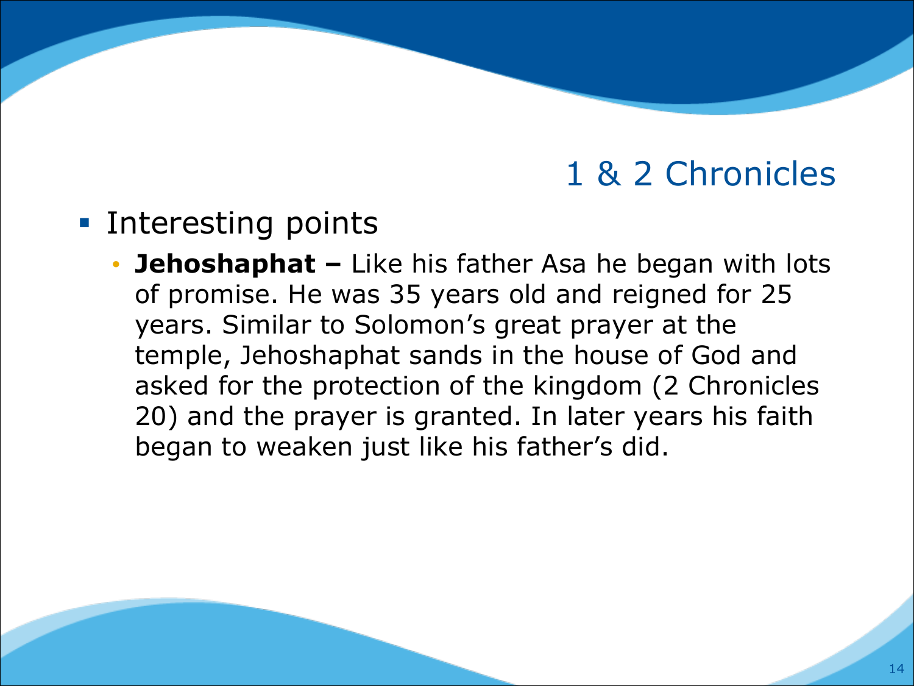# 1 & 2 Chronicles

- Interesting points
  - **Jehoshaphat –** Like his father Asa he began with lots of promise. He was 35 years old and reigned for 25 years. Similar to Solomon's great prayer at the temple, Jehoshaphat sands in the house of God and asked for the protection of the kingdom (2 Chronicles 20) and the prayer is granted. In later years his faith began to weaken just like his father's did.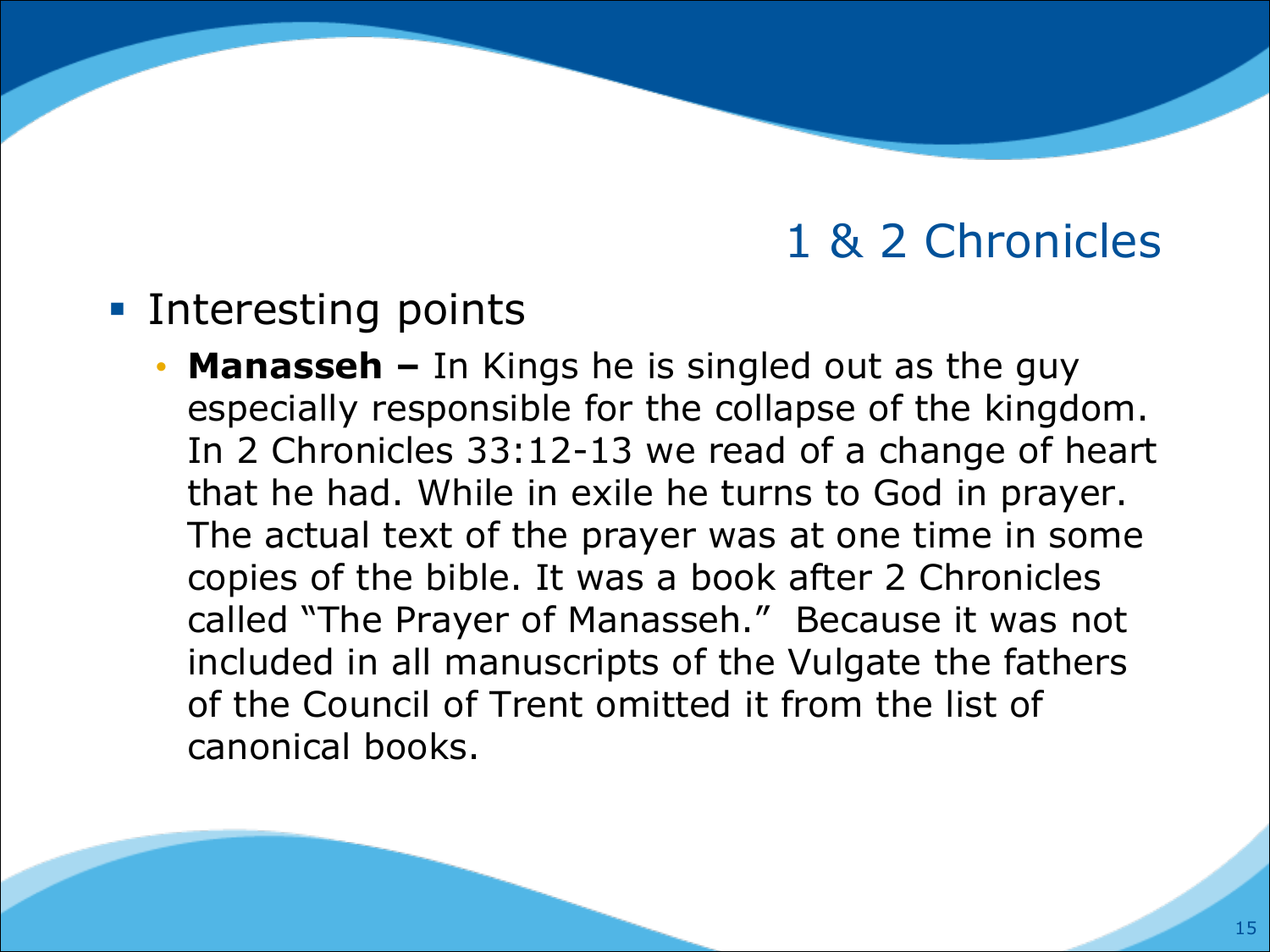# 1 & 2 Chronicles

- Interesting points
  - **Manasseh –** In Kings he is singled out as the guy especially responsible for the collapse of the kingdom. In 2 Chronicles 33:12-13 we read of a change of heart that he had. While in exile he turns to God in prayer. The actual text of the prayer was at one time in some copies of the bible. It was a book after 2 Chronicles called "The Prayer of Manasseh." Because it was not included in all manuscripts of the Vulgate the fathers of the Council of Trent omitted it from the list of canonical books.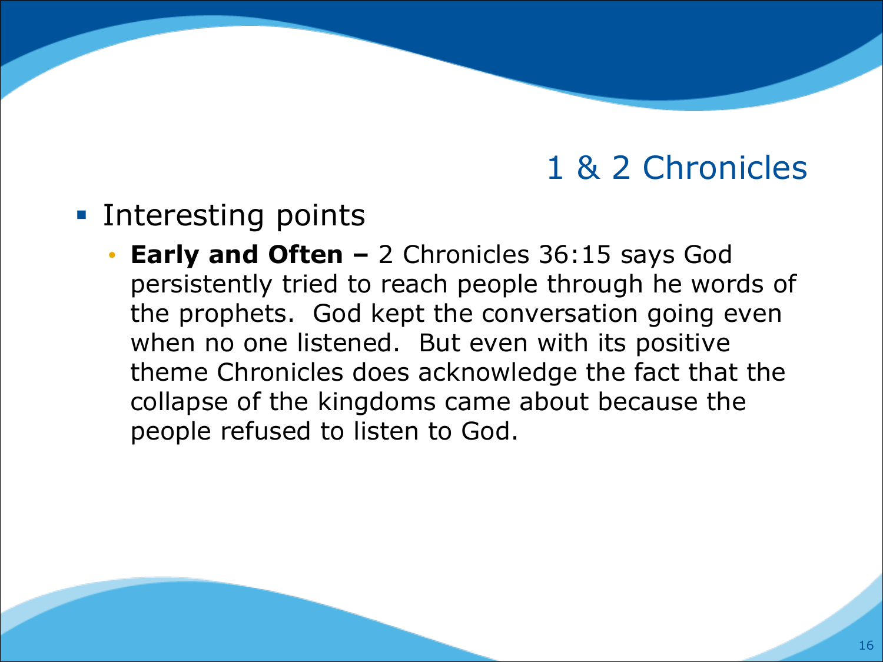## 1 & 2 Chronicles

- Interesting points
  - **Early and Often –** 2 Chronicles 36:15 says God persistently tried to reach people through he words of the prophets. God kept the conversation going even when no one listened. But even with its positive theme Chronicles does acknowledge the fact that the collapse of the kingdoms came about because the people refused to listen to God.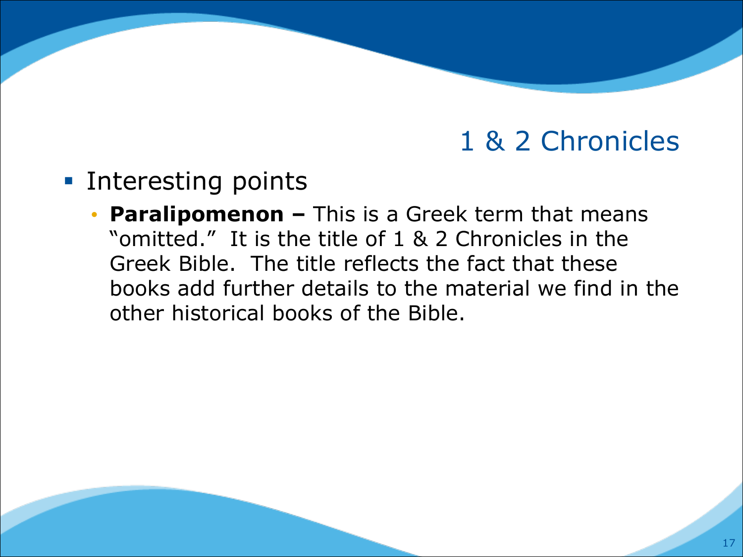# 1 & 2 Chronicles

- Interesting points
  - **Paralipomenon –** This is a Greek term that means "omitted." It is the title of 1 & 2 Chronicles in the Greek Bible. The title reflects the fact that these books add further details to the material we find in the other historical books of the Bible.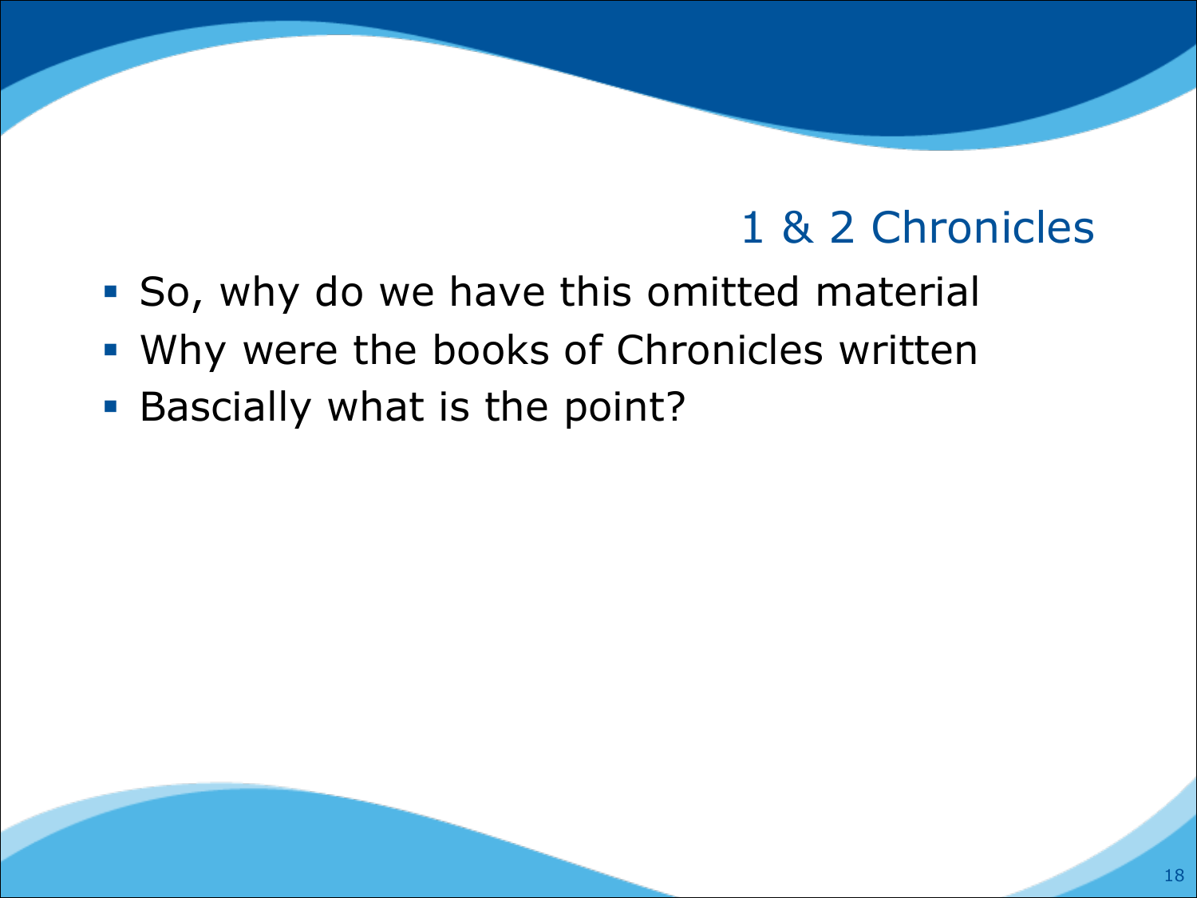## 1 & 2 Chronicles

- So, why do we have this omitted material
- Why were the books of Chronicles written
- Bascially what is the point?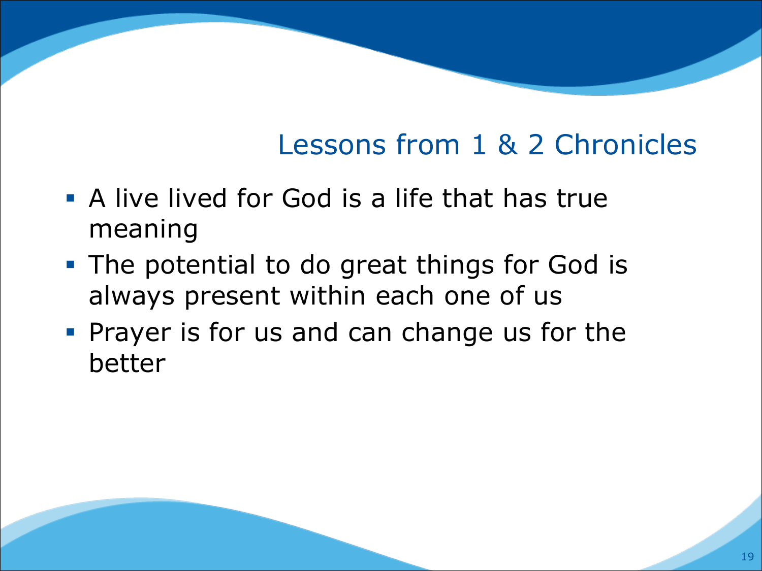## Lessons from 1 & 2 Chronicles

- A live lived for God is a life that has true meaning
- The potential to do great things for God is always present within each one of us
- Prayer is for us and can change us for the better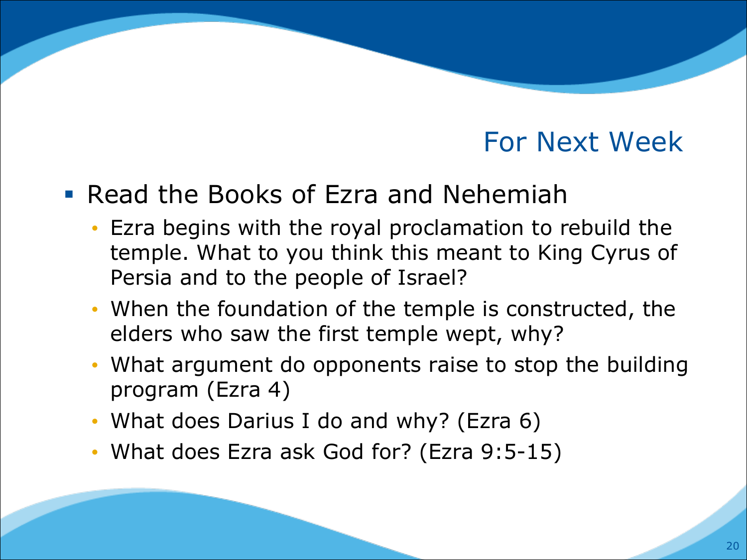## For Next Week

- Read the Books of Ezra and Nehemiah
  - Ezra begins with the royal proclamation to rebuild the temple. What to you think this meant to King Cyrus of Persia and to the people of Israel?
  - When the foundation of the temple is constructed, the elders who saw the first temple wept, why?
  - What argument do opponents raise to stop the building program (Ezra 4)
  - What does Darius I do and why? (Ezra 6)
  - What does Ezra ask God for? (Ezra 9:5-15)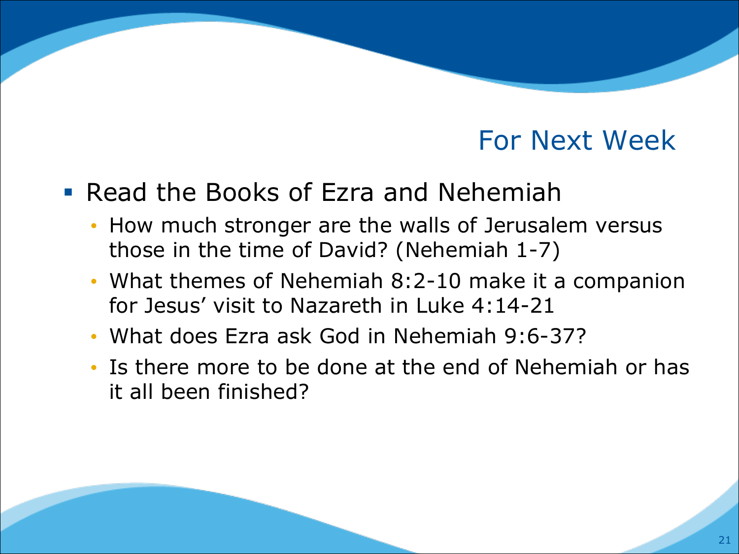## For Next Week

- Read the Books of Ezra and Nehemiah
  - How much stronger are the walls of Jerusalem versus those in the time of David? (Nehemiah 1-7)
  - What themes of Nehemiah 8:2-10 make it a companion for Jesus' visit to Nazareth in Luke 4:14-21
  - What does Ezra ask God in Nehemiah 9:6-37?
  - Is there more to be done at the end of Nehemiah or has it all been finished?